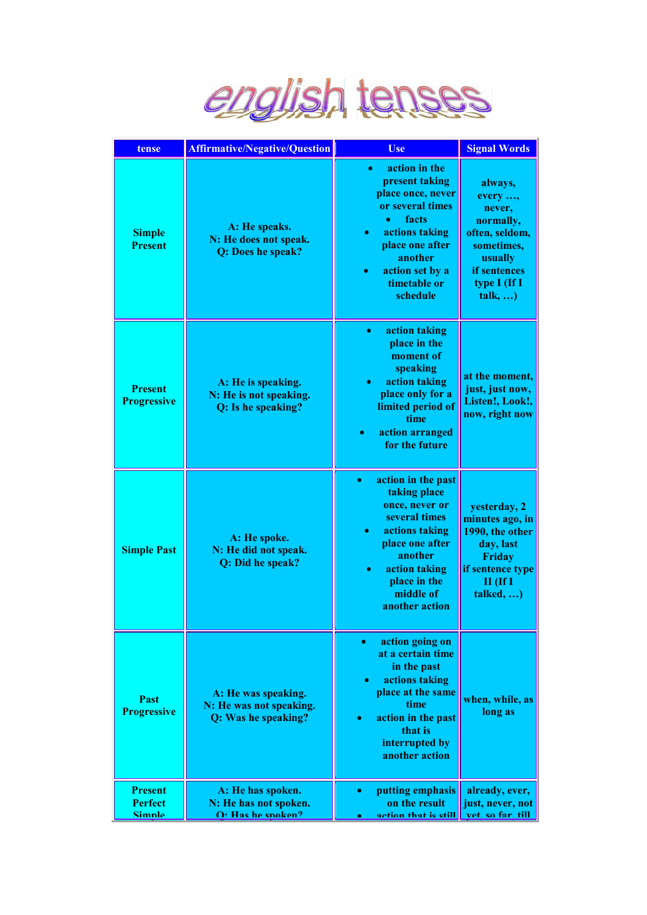# english tenses

| tense | Affirmative/Negative/Question | Use | Signal Words |
|---|---|---|---|
| Simple Present | A: He speaks.<br>N: He does not speak.<br>Q: Does he speak? | • action in the present taking place once, never or several times<br>• facts<br>• actions taking place one after another<br>• action set by a timetable or schedule | always, every …, never, normally, often, seldom, sometimes, usually<br>if sentences type I (If I talk, …) |
| Present Progressive | A: He is speaking.<br>N: He is not speaking.<br>Q: Is he speaking? | • action taking place in the moment of speaking<br>• action taking place only for a limited period of time<br>• action arranged for the future | at the moment, just, just now, Listen!, Look!, now, right now |
| Simple Past | A: He spoke.<br>N: He did not speak.<br>Q: Did he speak? | • action in the past taking place once, never or several times<br>• actions taking place one after another<br>• action taking place in the middle of another action | yesterday, 2 minutes ago, in 1990, the other day, last Friday<br>if sentence type II (If I talked, …) |
| Past Progressive | A: He was speaking.<br>N: He was not speaking.<br>Q: Was he speaking? | • action going on at a certain time in the past<br>• actions taking place at the same time<br>• action in the past that is interrupted by another action | when, while, as long as |
| Present Perfect Simple | A: He has spoken.<br>N: He has not spoken.<br>Q: Has he spoken? | • putting emphasis on the result<br>• action that is still | already, ever, just, never, not yet, so far, till |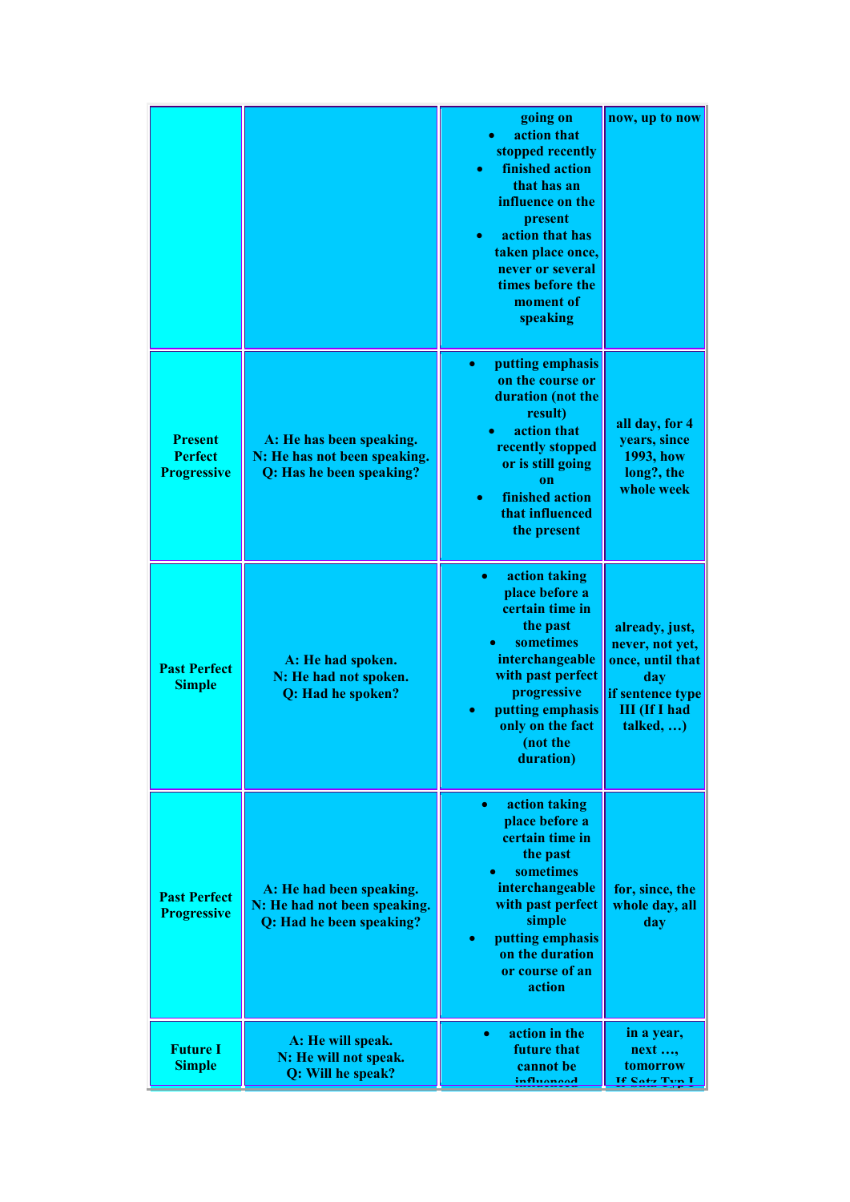| | | | |
|---|---|---|---|
| | | going on<br>• action that stopped recently<br>• finished action that has an influence on the present<br>• action that has taken place once, never or several times before the moment of speaking | now, up to now |
| Present Perfect Progressive | A: He has been speaking.<br>N: He has not been speaking.<br>Q: Has he been speaking? | • putting emphasis on the course or duration (not the result)<br>• action that recently stopped or is still going on<br>• finished action that influenced the present | all day, for 4 years, since 1993, how long?, the whole week |
| Past Perfect Simple | A: He had spoken.<br>N: He had not spoken.<br>Q: Had he spoken? | • action taking place before a certain time in the past<br>• sometimes interchangeable with past perfect progressive<br>• putting emphasis only on the fact (not the duration) | already, just, never, not yet, once, until that day<br>if sentence type III (If I had talked, …) |
| Past Perfect Progressive | A: He had been speaking.<br>N: He had not been speaking.<br>Q: Had he been speaking? | • action taking place before a certain time in the past<br>• sometimes interchangeable with past perfect simple<br>• putting emphasis on the duration or course of an action | for, since, the whole day, all day |
| Future I Simple | A: He will speak.<br>N: He will not speak.<br>Q: Will he speak? | • action in the future that cannot be influenced | in a year, next …, tomorrow<br>If Satz Typ I |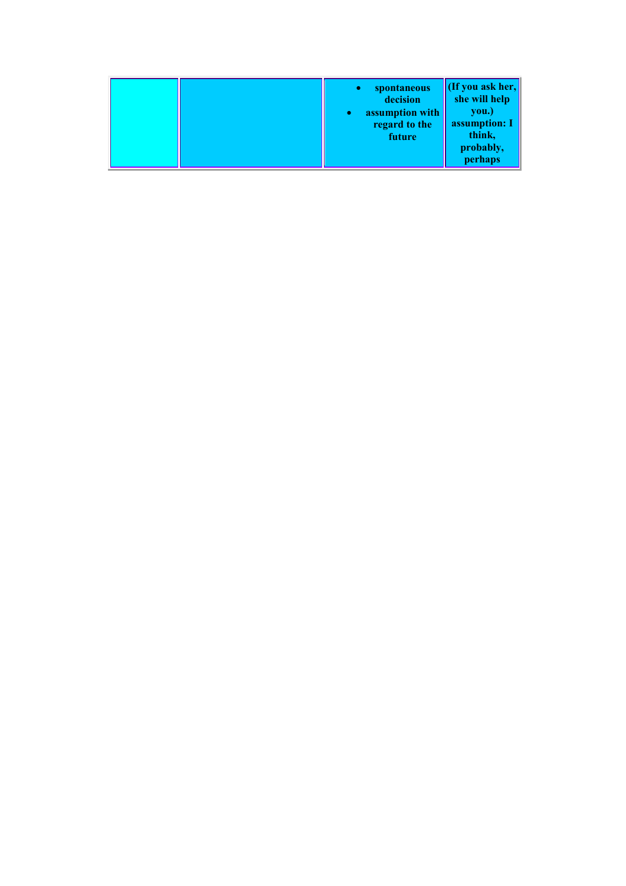| | | | |
|---|---|---|---|
| | | • **spontaneous decision**<br>• **assumption with regard to the future** | **(If you ask her, she will help you.)<br>assumption: I think, probably, perhaps** |